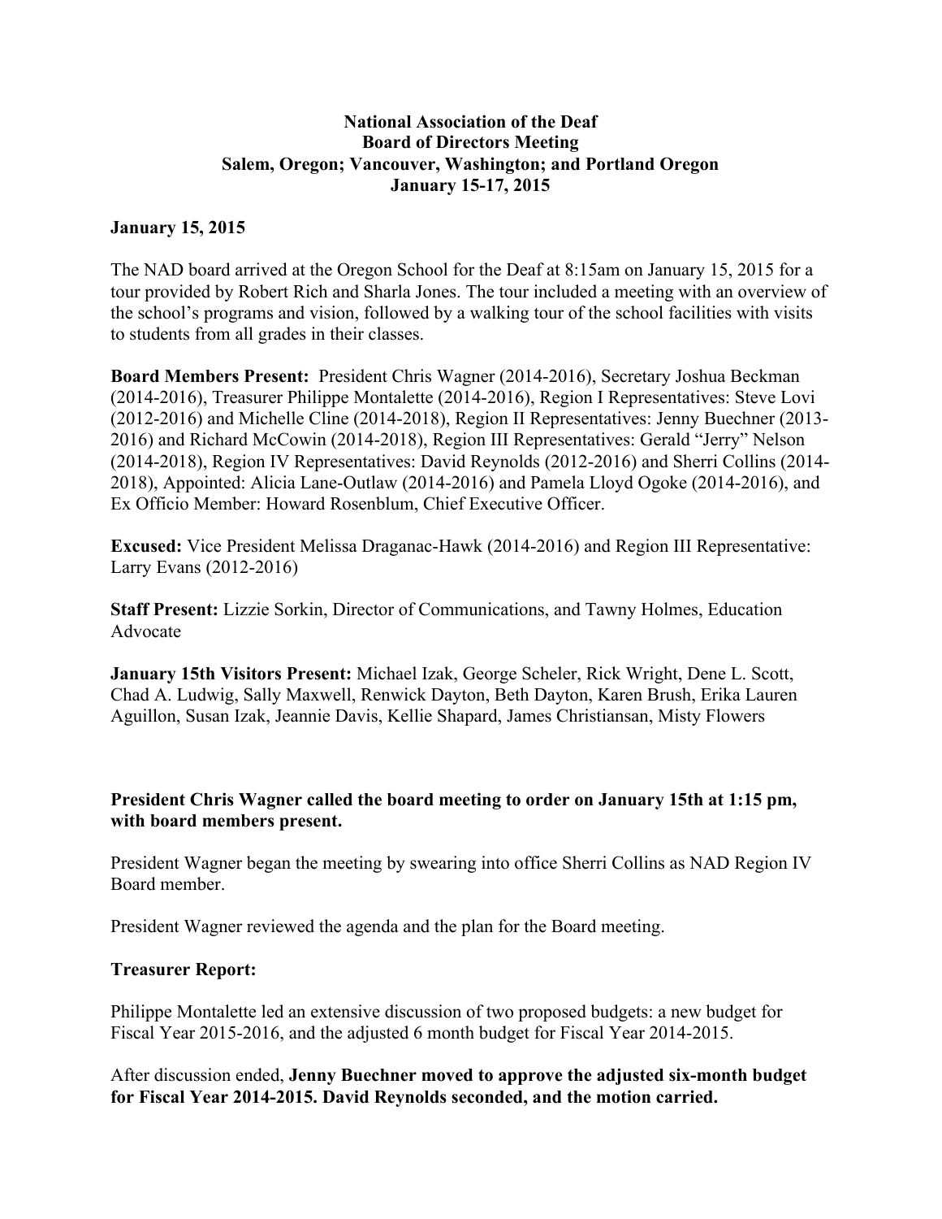**National Association of the Deaf**
**Board of Directors Meeting**
**Salem, Oregon; Vancouver, Washington; and Portland Oregon**
**January 15-17, 2015**

**January 15, 2015**

The NAD board arrived at the Oregon School for the Deaf at 8:15am on January 15, 2015 for a tour provided by Robert Rich and Sharla Jones. The tour included a meeting with an overview of the school's programs and vision, followed by a walking tour of the school facilities with visits to students from all grades in their classes.

**Board Members Present:** President Chris Wagner (2014-2016), Secretary Joshua Beckman (2014-2016), Treasurer Philippe Montalette (2014-2016), Region I Representatives: Steve Lovi (2012-2016) and Michelle Cline (2014-2018), Region II Representatives: Jenny Buechner (2013-2016) and Richard McCowin (2014-2018), Region III Representatives: Gerald "Jerry" Nelson (2014-2018), Region IV Representatives: David Reynolds (2012-2016) and Sherri Collins (2014-2018), Appointed: Alicia Lane-Outlaw (2014-2016) and Pamela Lloyd Ogoke (2014-2016), and Ex Officio Member: Howard Rosenblum, Chief Executive Officer.

**Excused:** Vice President Melissa Draganac-Hawk (2014-2016) and Region III Representative: Larry Evans (2012-2016)

**Staff Present:** Lizzie Sorkin, Director of Communications, and Tawny Holmes, Education Advocate

**January 15th Visitors Present:** Michael Izak, George Scheler, Rick Wright, Dene L. Scott, Chad A. Ludwig, Sally Maxwell, Renwick Dayton, Beth Dayton, Karen Brush, Erika Lauren Aguillon, Susan Izak, Jeannie Davis, Kellie Shapard, James Christiansan, Misty Flowers

**President Chris Wagner called the board meeting to order on January 15th at 1:15 pm, with board members present.**

President Wagner began the meeting by swearing into office Sherri Collins as NAD Region IV Board member.

President Wagner reviewed the agenda and the plan for the Board meeting.

**Treasurer Report:**

Philippe Montalette led an extensive discussion of two proposed budgets: a new budget for Fiscal Year 2015-2016, and the adjusted 6 month budget for Fiscal Year 2014-2015.

After discussion ended, **Jenny Buechner moved to approve the adjusted six-month budget for Fiscal Year 2014-2015. David Reynolds seconded, and the motion carried.**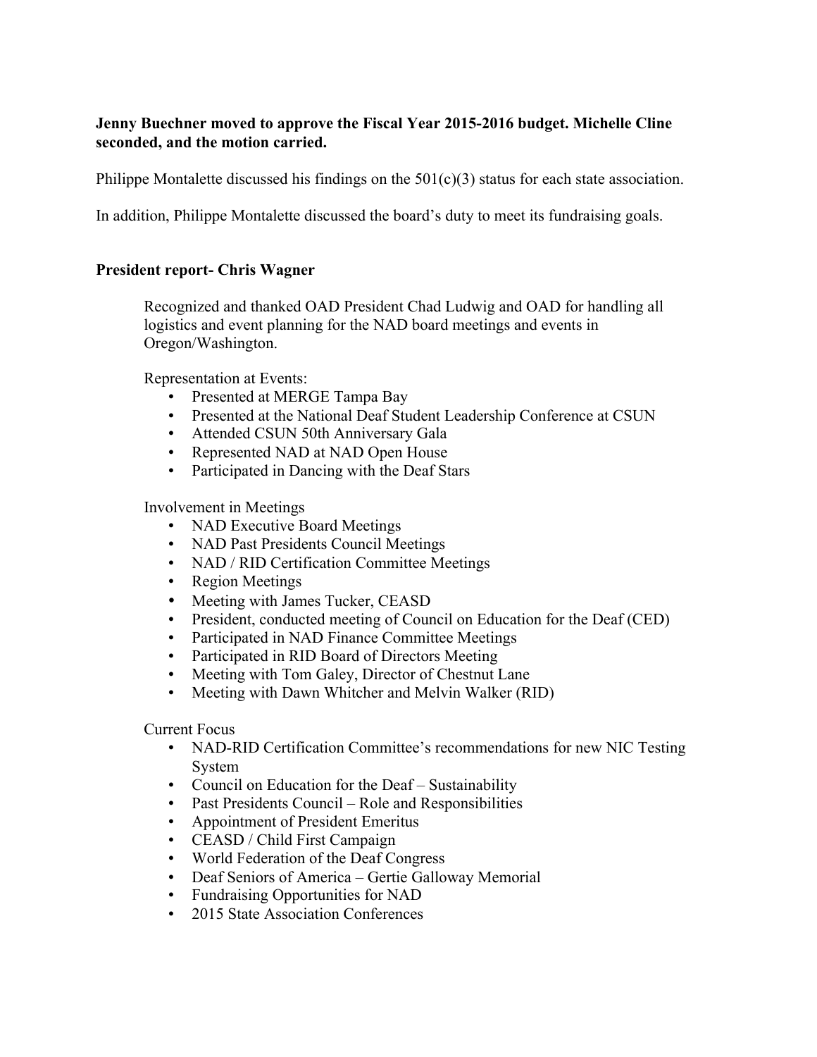**Jenny Buechner moved to approve the Fiscal Year 2015-2016 budget. Michelle Cline seconded, and the motion carried.**

Philippe Montalette discussed his findings on the 501(c)(3) status for each state association.

In addition, Philippe Montalette discussed the board's duty to meet its fundraising goals.

**President report- Chris Wagner**

Recognized and thanked OAD President Chad Ludwig and OAD for handling all logistics and event planning for the NAD board meetings and events in Oregon/Washington.

Representation at Events:

- Presented at MERGE Tampa Bay
- Presented at the National Deaf Student Leadership Conference at CSUN
- Attended CSUN 50th Anniversary Gala
- Represented NAD at NAD Open House
- Participated in Dancing with the Deaf Stars

Involvement in Meetings

- NAD Executive Board Meetings
- NAD Past Presidents Council Meetings
- NAD / RID Certification Committee Meetings
- Region Meetings
- Meeting with James Tucker, CEASD
- President, conducted meeting of Council on Education for the Deaf (CED)
- Participated in NAD Finance Committee Meetings
- Participated in RID Board of Directors Meeting
- Meeting with Tom Galey, Director of Chestnut Lane
- Meeting with Dawn Whitcher and Melvin Walker (RID)

Current Focus

- NAD-RID Certification Committee's recommendations for new NIC Testing System
- Council on Education for the Deaf – Sustainability
- Past Presidents Council – Role and Responsibilities
- Appointment of President Emeritus
- CEASD / Child First Campaign
- World Federation of the Deaf Congress
- Deaf Seniors of America – Gertie Galloway Memorial
- Fundraising Opportunities for NAD
- 2015 State Association Conferences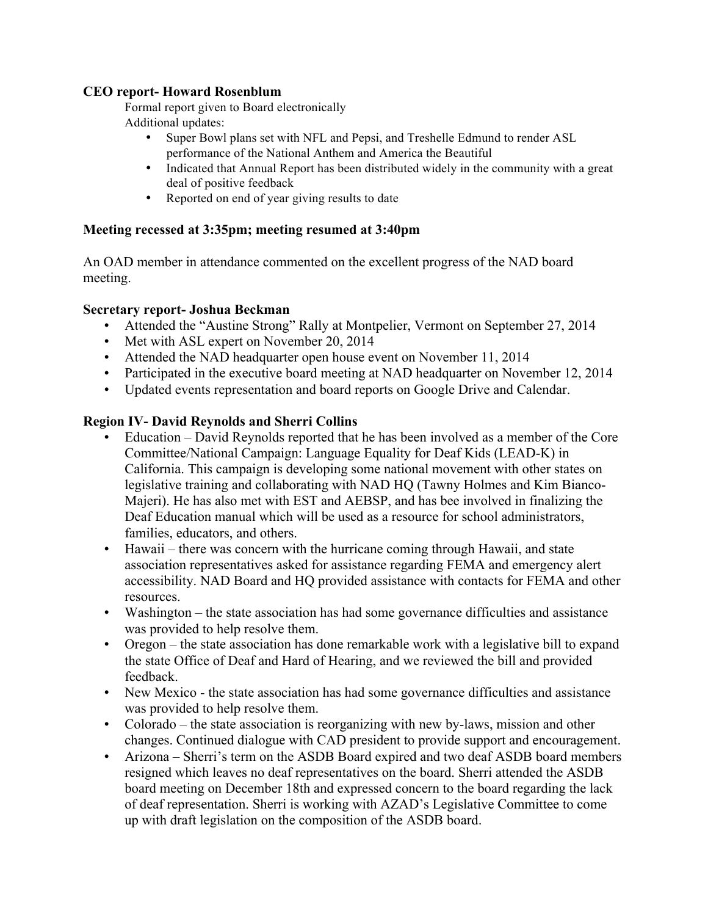**CEO report- Howard Rosenblum**

Formal report given to Board electronically
Additional updates:

- Super Bowl plans set with NFL and Pepsi, and Treshelle Edmund to render ASL performance of the National Anthem and America the Beautiful
- Indicated that Annual Report has been distributed widely in the community with a great deal of positive feedback
- Reported on end of year giving results to date

**Meeting recessed at 3:35pm; meeting resumed at 3:40pm**

An OAD member in attendance commented on the excellent progress of the NAD board meeting.

**Secretary report- Joshua Beckman**

- Attended the "Austine Strong" Rally at Montpelier, Vermont on September 27, 2014
- Met with ASL expert on November 20, 2014
- Attended the NAD headquarter open house event on November 11, 2014
- Participated in the executive board meeting at NAD headquarter on November 12, 2014
- Updated events representation and board reports on Google Drive and Calendar.

**Region IV- David Reynolds and Sherri Collins**

- Education – David Reynolds reported that he has been involved as a member of the Core Committee/National Campaign: Language Equality for Deaf Kids (LEAD-K) in California. This campaign is developing some national movement with other states on legislative training and collaborating with NAD HQ (Tawny Holmes and Kim Bianco-Majeri). He has also met with EST and AEBSP, and has bee involved in finalizing the Deaf Education manual which will be used as a resource for school administrators, families, educators, and others.
- Hawaii – there was concern with the hurricane coming through Hawaii, and state association representatives asked for assistance regarding FEMA and emergency alert accessibility. NAD Board and HQ provided assistance with contacts for FEMA and other resources.
- Washington – the state association has had some governance difficulties and assistance was provided to help resolve them.
- Oregon – the state association has done remarkable work with a legislative bill to expand the state Office of Deaf and Hard of Hearing, and we reviewed the bill and provided feedback.
- New Mexico - the state association has had some governance difficulties and assistance was provided to help resolve them.
- Colorado – the state association is reorganizing with new by-laws, mission and other changes. Continued dialogue with CAD president to provide support and encouragement.
- Arizona – Sherri's term on the ASDB Board expired and two deaf ASDB board members resigned which leaves no deaf representatives on the board. Sherri attended the ASDB board meeting on December 18th and expressed concern to the board regarding the lack of deaf representation. Sherri is working with AZAD's Legislative Committee to come up with draft legislation on the composition of the ASDB board.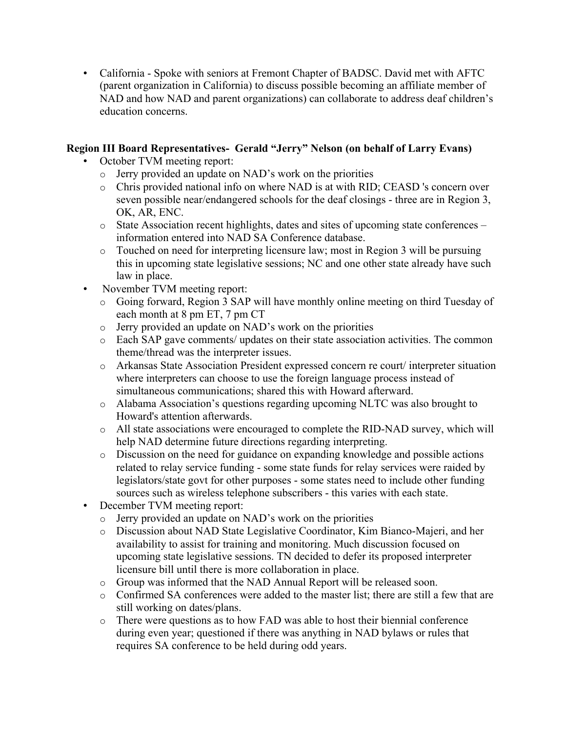- California - Spoke with seniors at Fremont Chapter of BADSC. David met with AFTC (parent organization in California) to discuss possible becoming an affiliate member of NAD and how NAD and parent organizations) can collaborate to address deaf children's education concerns.

**Region III Board Representatives- Gerald "Jerry" Nelson (on behalf of Larry Evans)**

- October TVM meeting report:
  - Jerry provided an update on NAD's work on the priorities
  - Chris provided national info on where NAD is at with RID; CEASD 's concern over seven possible near/endangered schools for the deaf closings - three are in Region 3, OK, AR, ENC.
  - State Association recent highlights, dates and sites of upcoming state conferences – information entered into NAD SA Conference database.
  - Touched on need for interpreting licensure law; most in Region 3 will be pursuing this in upcoming state legislative sessions; NC and one other state already have such law in place.
- November TVM meeting report:
  - Going forward, Region 3 SAP will have monthly online meeting on third Tuesday of each month at 8 pm ET, 7 pm CT
  - Jerry provided an update on NAD's work on the priorities
  - Each SAP gave comments/ updates on their state association activities. The common theme/thread was the interpreter issues.
  - Arkansas State Association President expressed concern re court/ interpreter situation where interpreters can choose to use the foreign language process instead of simultaneous communications; shared this with Howard afterward.
  - Alabama Association's questions regarding upcoming NLTC was also brought to Howard's attention afterwards.
  - All state associations were encouraged to complete the RID-NAD survey, which will help NAD determine future directions regarding interpreting.
  - Discussion on the need for guidance on expanding knowledge and possible actions related to relay service funding - some state funds for relay services were raided by legislators/state govt for other purposes - some states need to include other funding sources such as wireless telephone subscribers - this varies with each state.
- December TVM meeting report:
  - Jerry provided an update on NAD's work on the priorities
  - Discussion about NAD State Legislative Coordinator, Kim Bianco-Majeri, and her availability to assist for training and monitoring. Much discussion focused on upcoming state legislative sessions. TN decided to defer its proposed interpreter licensure bill until there is more collaboration in place.
  - Group was informed that the NAD Annual Report will be released soon.
  - Confirmed SA conferences were added to the master list; there are still a few that are still working on dates/plans.
  - There were questions as to how FAD was able to host their biennial conference during even year; questioned if there was anything in NAD bylaws or rules that requires SA conference to be held during odd years.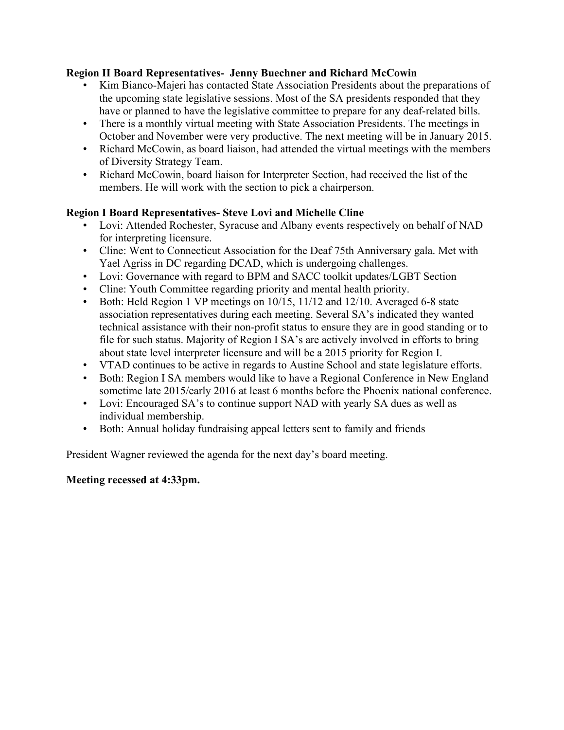**Region II Board Representatives- Jenny Buechner and Richard McCowin**

- Kim Bianco-Majeri has contacted State Association Presidents about the preparations of the upcoming state legislative sessions. Most of the SA presidents responded that they have or planned to have the legislative committee to prepare for any deaf-related bills.
- There is a monthly virtual meeting with State Association Presidents. The meetings in October and November were very productive. The next meeting will be in January 2015.
- Richard McCowin, as board liaison, had attended the virtual meetings with the members of Diversity Strategy Team.
- Richard McCowin, board liaison for Interpreter Section, had received the list of the members. He will work with the section to pick a chairperson.

**Region I Board Representatives- Steve Lovi and Michelle Cline**

- Lovi: Attended Rochester, Syracuse and Albany events respectively on behalf of NAD for interpreting licensure.
- Cline: Went to Connecticut Association for the Deaf 75th Anniversary gala. Met with Yael Agriss in DC regarding DCAD, which is undergoing challenges.
- Lovi: Governance with regard to BPM and SACC toolkit updates/LGBT Section
- Cline: Youth Committee regarding priority and mental health priority.
- Both: Held Region 1 VP meetings on 10/15, 11/12 and 12/10. Averaged 6-8 state association representatives during each meeting. Several SA's indicated they wanted technical assistance with their non-profit status to ensure they are in good standing or to file for such status. Majority of Region I SA's are actively involved in efforts to bring about state level interpreter licensure and will be a 2015 priority for Region I.
- VTAD continues to be active in regards to Austine School and state legislature efforts.
- Both: Region I SA members would like to have a Regional Conference in New England sometime late 2015/early 2016 at least 6 months before the Phoenix national conference.
- Lovi: Encouraged SA's to continue support NAD with yearly SA dues as well as individual membership.
- Both: Annual holiday fundraising appeal letters sent to family and friends

President Wagner reviewed the agenda for the next day's board meeting.

**Meeting recessed at 4:33pm.**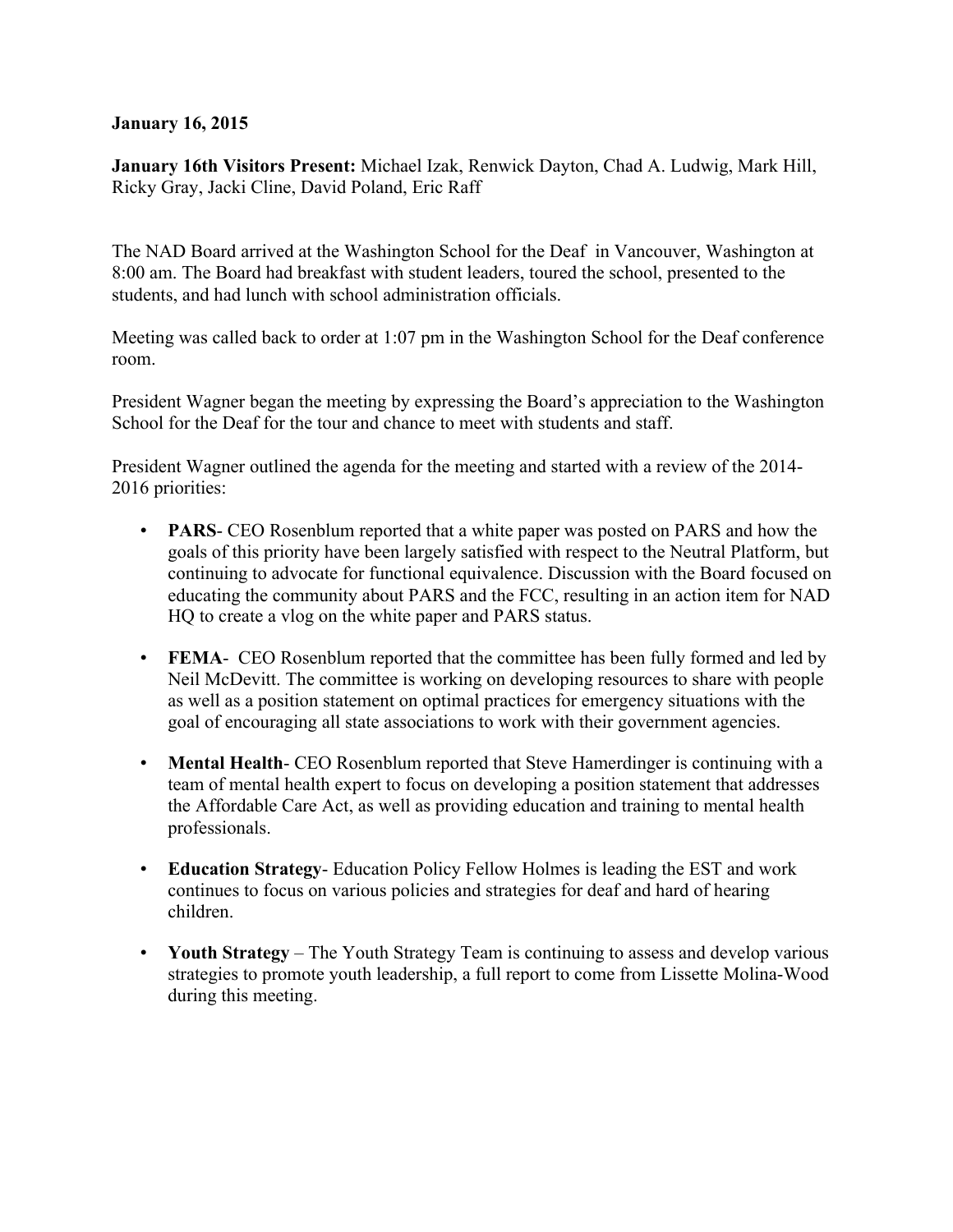**January 16, 2015**

**January 16th Visitors Present:** Michael Izak, Renwick Dayton, Chad A. Ludwig, Mark Hill, Ricky Gray, Jacki Cline, David Poland, Eric Raff

The NAD Board arrived at the Washington School for the Deaf in Vancouver, Washington at 8:00 am. The Board had breakfast with student leaders, toured the school, presented to the students, and had lunch with school administration officials.

Meeting was called back to order at 1:07 pm in the Washington School for the Deaf conference room.

President Wagner began the meeting by expressing the Board's appreciation to the Washington School for the Deaf for the tour and chance to meet with students and staff.

President Wagner outlined the agenda for the meeting and started with a review of the 2014-2016 priorities:

- **PARS**- CEO Rosenblum reported that a white paper was posted on PARS and how the goals of this priority have been largely satisfied with respect to the Neutral Platform, but continuing to advocate for functional equivalence. Discussion with the Board focused on educating the community about PARS and the FCC, resulting in an action item for NAD HQ to create a vlog on the white paper and PARS status.

- **FEMA**- CEO Rosenblum reported that the committee has been fully formed and led by Neil McDevitt. The committee is working on developing resources to share with people as well as a position statement on optimal practices for emergency situations with the goal of encouraging all state associations to work with their government agencies.

- **Mental Health**- CEO Rosenblum reported that Steve Hamerdinger is continuing with a team of mental health expert to focus on developing a position statement that addresses the Affordable Care Act, as well as providing education and training to mental health professionals.

- **Education Strategy**- Education Policy Fellow Holmes is leading the EST and work continues to focus on various policies and strategies for deaf and hard of hearing children.

- **Youth Strategy** – The Youth Strategy Team is continuing to assess and develop various strategies to promote youth leadership, a full report to come from Lissette Molina-Wood during this meeting.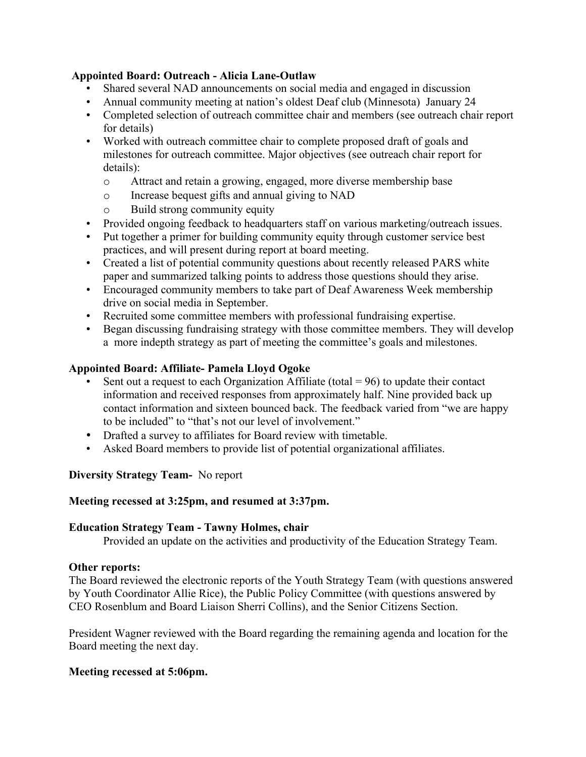**Appointed Board: Outreach - Alicia Lane-Outlaw**

- Shared several NAD announcements on social media and engaged in discussion
- Annual community meeting at nation's oldest Deaf club (Minnesota) January 24
- Completed selection of outreach committee chair and members (see outreach chair report for details)
- Worked with outreach committee chair to complete proposed draft of goals and milestones for outreach committee. Major objectives (see outreach chair report for details):
  - Attract and retain a growing, engaged, more diverse membership base
  - Increase bequest gifts and annual giving to NAD
  - Build strong community equity
- Provided ongoing feedback to headquarters staff on various marketing/outreach issues.
- Put together a primer for building community equity through customer service best practices, and will present during report at board meeting.
- Created a list of potential community questions about recently released PARS white paper and summarized talking points to address those questions should they arise.
- Encouraged community members to take part of Deaf Awareness Week membership drive on social media in September.
- Recruited some committee members with professional fundraising expertise.
- Began discussing fundraising strategy with those committee members. They will develop a more indepth strategy as part of meeting the committee's goals and milestones.

**Appointed Board: Affiliate- Pamela Lloyd Ogoke**

- Sent out a request to each Organization Affiliate (total = 96) to update their contact information and received responses from approximately half. Nine provided back up contact information and sixteen bounced back. The feedback varied from "we are happy to be included" to "that's not our level of involvement."
- Drafted a survey to affiliates for Board review with timetable.
- Asked Board members to provide list of potential organizational affiliates.

**Diversity Strategy Team-** No report

**Meeting recessed at 3:25pm, and resumed at 3:37pm.**

**Education Strategy Team - Tawny Holmes, chair**

Provided an update on the activities and productivity of the Education Strategy Team.

**Other reports:**

The Board reviewed the electronic reports of the Youth Strategy Team (with questions answered by Youth Coordinator Allie Rice), the Public Policy Committee (with questions answered by CEO Rosenblum and Board Liaison Sherri Collins), and the Senior Citizens Section.

President Wagner reviewed with the Board regarding the remaining agenda and location for the Board meeting the next day.

**Meeting recessed at 5:06pm.**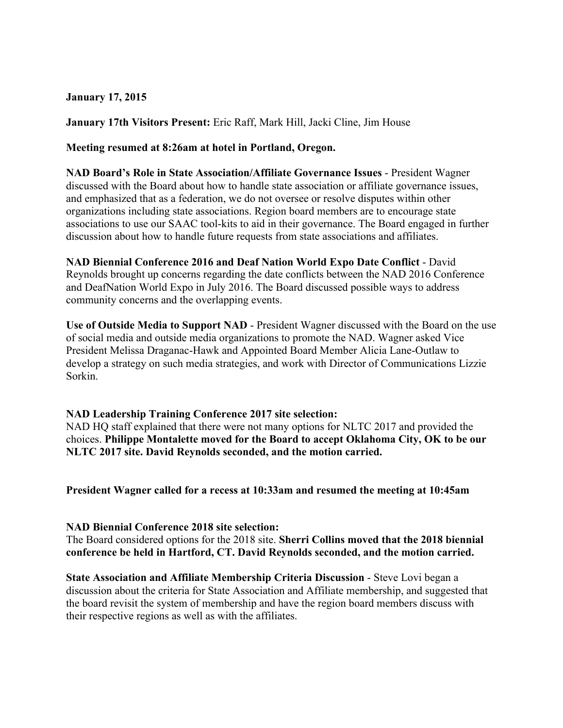**January 17, 2015**

**January 17th Visitors Present:** Eric Raff, Mark Hill, Jacki Cline, Jim House

**Meeting resumed at 8:26am at hotel in Portland, Oregon.**

**NAD Board's Role in State Association/Affiliate Governance Issues** - President Wagner discussed with the Board about how to handle state association or affiliate governance issues, and emphasized that as a federation, we do not oversee or resolve disputes within other organizations including state associations. Region board members are to encourage state associations to use our SAAC tool-kits to aid in their governance. The Board engaged in further discussion about how to handle future requests from state associations and affiliates.

**NAD Biennial Conference 2016 and Deaf Nation World Expo Date Conflict** - David Reynolds brought up concerns regarding the date conflicts between the NAD 2016 Conference and DeafNation World Expo in July 2016. The Board discussed possible ways to address community concerns and the overlapping events.

**Use of Outside Media to Support NAD** - President Wagner discussed with the Board on the use of social media and outside media organizations to promote the NAD. Wagner asked Vice President Melissa Draganac-Hawk and Appointed Board Member Alicia Lane-Outlaw to develop a strategy on such media strategies, and work with Director of Communications Lizzie Sorkin.

**NAD Leadership Training Conference 2017 site selection:**
NAD HQ staff explained that there were not many options for NLTC 2017 and provided the choices. **Philippe Montalette moved for the Board to accept Oklahoma City, OK to be our NLTC 2017 site. David Reynolds seconded, and the motion carried.**

**President Wagner called for a recess at 10:33am and resumed the meeting at 10:45am**

**NAD Biennial Conference 2018 site selection:**
The Board considered options for the 2018 site. **Sherri Collins moved that the 2018 biennial conference be held in Hartford, CT. David Reynolds seconded, and the motion carried.**

**State Association and Affiliate Membership Criteria Discussion** - Steve Lovi began a discussion about the criteria for State Association and Affiliate membership, and suggested that the board revisit the system of membership and have the region board members discuss with their respective regions as well as with the affiliates.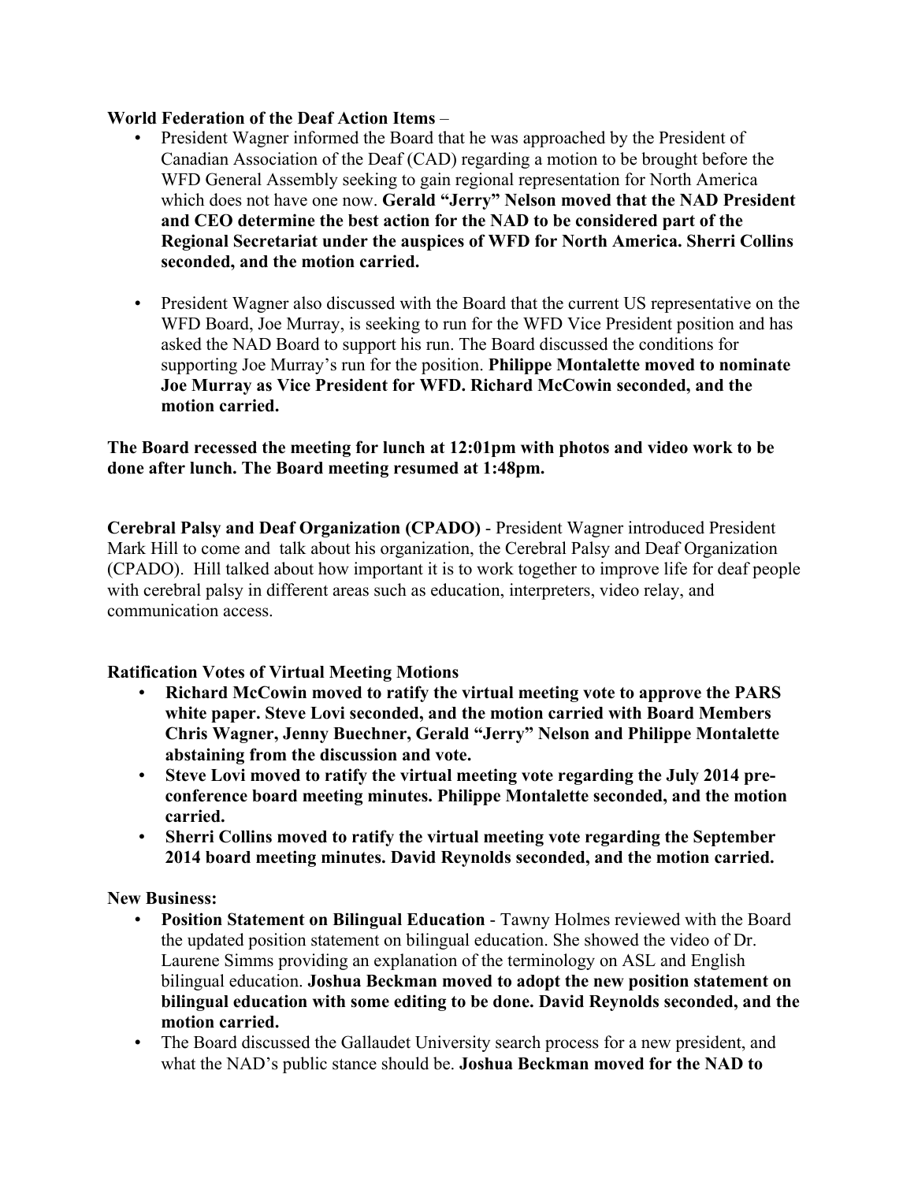**World Federation of the Deaf Action Items** –

- President Wagner informed the Board that he was approached by the President of Canadian Association of the Deaf (CAD) regarding a motion to be brought before the WFD General Assembly seeking to gain regional representation for North America which does not have one now. **Gerald "Jerry" Nelson moved that the NAD President and CEO determine the best action for the NAD to be considered part of the Regional Secretariat under the auspices of WFD for North America. Sherri Collins seconded, and the motion carried.**

- President Wagner also discussed with the Board that the current US representative on the WFD Board, Joe Murray, is seeking to run for the WFD Vice President position and has asked the NAD Board to support his run. The Board discussed the conditions for supporting Joe Murray's run for the position. **Philippe Montalette moved to nominate Joe Murray as Vice President for WFD. Richard McCowin seconded, and the motion carried.**

**The Board recessed the meeting for lunch at 12:01pm with photos and video work to be done after lunch. The Board meeting resumed at 1:48pm.**

**Cerebral Palsy and Deaf Organization (CPADO)** - President Wagner introduced President Mark Hill to come and talk about his organization, the Cerebral Palsy and Deaf Organization (CPADO). Hill talked about how important it is to work together to improve life for deaf people with cerebral palsy in different areas such as education, interpreters, video relay, and communication access.

**Ratification Votes of Virtual Meeting Motions**

- **Richard McCowin moved to ratify the virtual meeting vote to approve the PARS white paper. Steve Lovi seconded, and the motion carried with Board Members Chris Wagner, Jenny Buechner, Gerald "Jerry" Nelson and Philippe Montalette abstaining from the discussion and vote.**
- **Steve Lovi moved to ratify the virtual meeting vote regarding the July 2014 pre-conference board meeting minutes. Philippe Montalette seconded, and the motion carried.**
- **Sherri Collins moved to ratify the virtual meeting vote regarding the September 2014 board meeting minutes. David Reynolds seconded, and the motion carried.**

**New Business:**

- **Position Statement on Bilingual Education** - Tawny Holmes reviewed with the Board the updated position statement on bilingual education. She showed the video of Dr. Laurene Simms providing an explanation of the terminology on ASL and English bilingual education. **Joshua Beckman moved to adopt the new position statement on bilingual education with some editing to be done. David Reynolds seconded, and the motion carried.**
- The Board discussed the Gallaudet University search process for a new president, and what the NAD's public stance should be. **Joshua Beckman moved for the NAD to**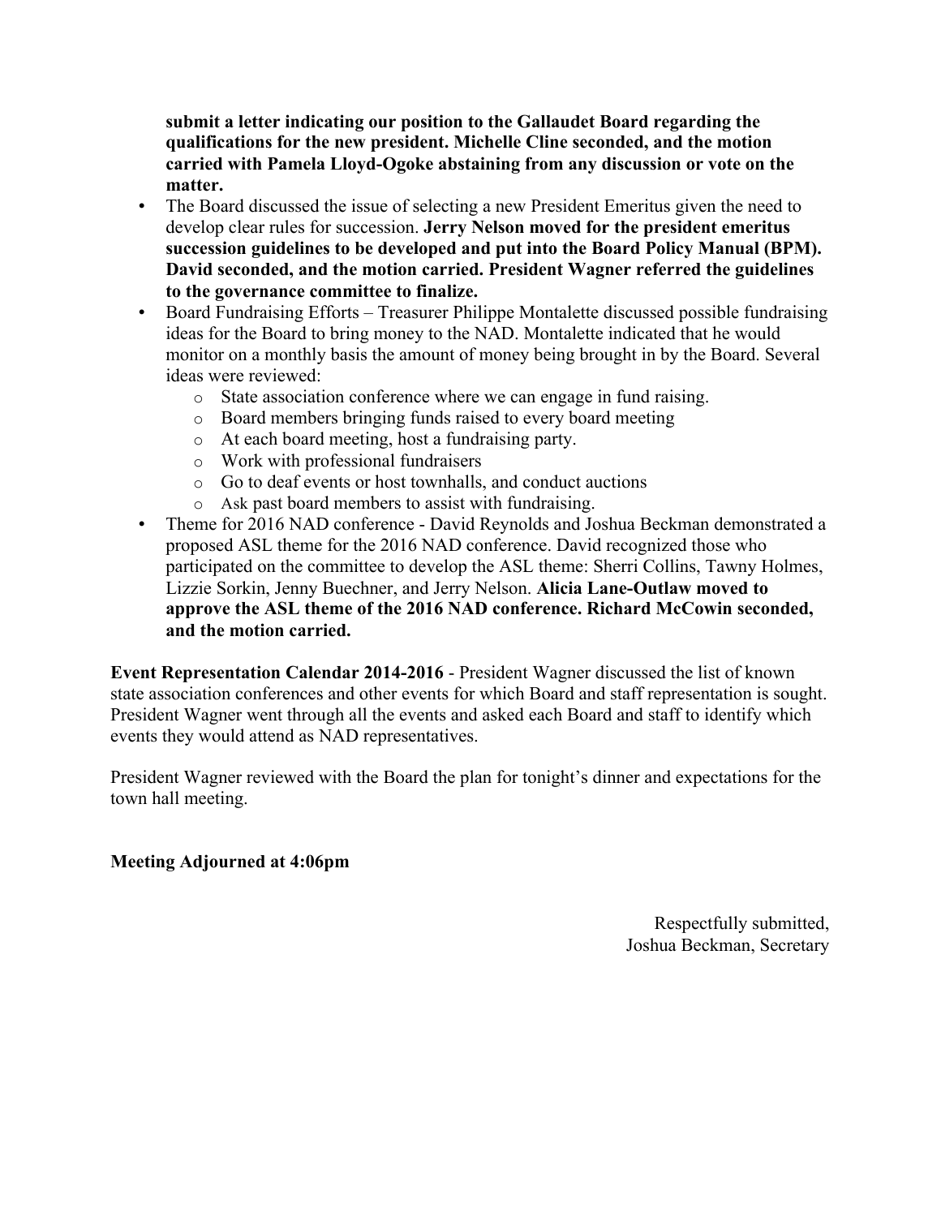**submit a letter indicating our position to the Gallaudet Board regarding the qualifications for the new president. Michelle Cline seconded, and the motion carried with Pamela Lloyd-Ogoke abstaining from any discussion or vote on the matter.**

- The Board discussed the issue of selecting a new President Emeritus given the need to develop clear rules for succession. **Jerry Nelson moved for the president emeritus succession guidelines to be developed and put into the Board Policy Manual (BPM). David seconded, and the motion carried. President Wagner referred the guidelines to the governance committee to finalize.**
- Board Fundraising Efforts – Treasurer Philippe Montalette discussed possible fundraising ideas for the Board to bring money to the NAD. Montalette indicated that he would monitor on a monthly basis the amount of money being brought in by the Board. Several ideas were reviewed:
  - State association conference where we can engage in fund raising.
  - Board members bringing funds raised to every board meeting
  - At each board meeting, host a fundraising party.
  - Work with professional fundraisers
  - Go to deaf events or host townhalls, and conduct auctions
  - Ask past board members to assist with fundraising.
- Theme for 2016 NAD conference - David Reynolds and Joshua Beckman demonstrated a proposed ASL theme for the 2016 NAD conference. David recognized those who participated on the committee to develop the ASL theme: Sherri Collins, Tawny Holmes, Lizzie Sorkin, Jenny Buechner, and Jerry Nelson. **Alicia Lane-Outlaw moved to approve the ASL theme of the 2016 NAD conference. Richard McCowin seconded, and the motion carried.**

**Event Representation Calendar 2014-2016** - President Wagner discussed the list of known state association conferences and other events for which Board and staff representation is sought. President Wagner went through all the events and asked each Board and staff to identify which events they would attend as NAD representatives.

President Wagner reviewed with the Board the plan for tonight's dinner and expectations for the town hall meeting.

**Meeting Adjourned at 4:06pm**

Respectfully submitted,
Joshua Beckman, Secretary